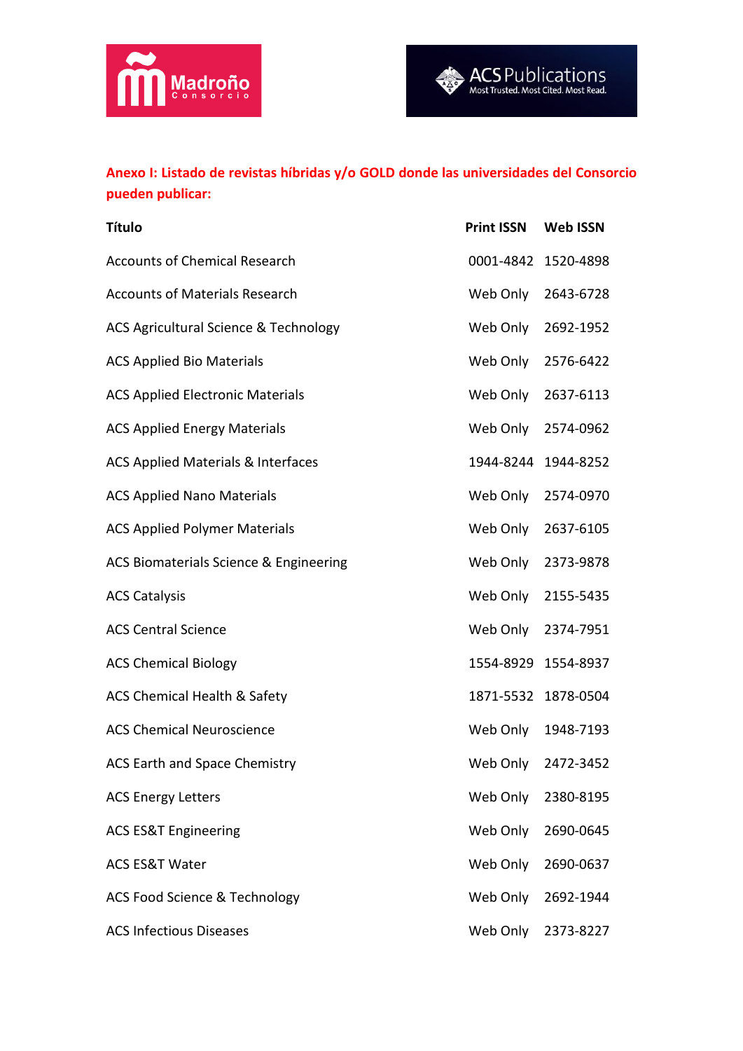**Anexo I: Listado de revistas híbridas y/o GOLD donde las universidades del Consorcio pueden publicar:**

| Título | Print ISSN | Web ISSN |
|---|---|---|
| Accounts of Chemical Research | 0001-4842 | 1520-4898 |
| Accounts of Materials Research | Web Only | 2643-6728 |
| ACS Agricultural Science & Technology | Web Only | 2692-1952 |
| ACS Applied Bio Materials | Web Only | 2576-6422 |
| ACS Applied Electronic Materials | Web Only | 2637-6113 |
| ACS Applied Energy Materials | Web Only | 2574-0962 |
| ACS Applied Materials & Interfaces | 1944-8244 | 1944-8252 |
| ACS Applied Nano Materials | Web Only | 2574-0970 |
| ACS Applied Polymer Materials | Web Only | 2637-6105 |
| ACS Biomaterials Science & Engineering | Web Only | 2373-9878 |
| ACS Catalysis | Web Only | 2155-5435 |
| ACS Central Science | Web Only | 2374-7951 |
| ACS Chemical Biology | 1554-8929 | 1554-8937 |
| ACS Chemical Health & Safety | 1871-5532 | 1878-0504 |
| ACS Chemical Neuroscience | Web Only | 1948-7193 |
| ACS Earth and Space Chemistry | Web Only | 2472-3452 |
| ACS Energy Letters | Web Only | 2380-8195 |
| ACS ES&T Engineering | Web Only | 2690-0645 |
| ACS ES&T Water | Web Only | 2690-0637 |
| ACS Food Science & Technology | Web Only | 2692-1944 |
| ACS Infectious Diseases | Web Only | 2373-8227 |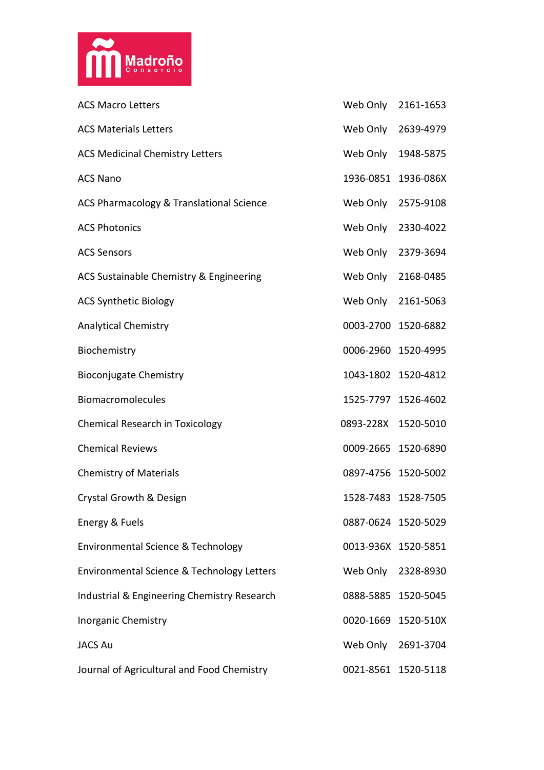| | | |
|---|---|---|
| ACS Macro Letters | Web Only | 2161-1653 |
| ACS Materials Letters | Web Only | 2639-4979 |
| ACS Medicinal Chemistry Letters | Web Only | 1948-5875 |
| ACS Nano | 1936-0851 | 1936-086X |
| ACS Pharmacology & Translational Science | Web Only | 2575-9108 |
| ACS Photonics | Web Only | 2330-4022 |
| ACS Sensors | Web Only | 2379-3694 |
| ACS Sustainable Chemistry & Engineering | Web Only | 2168-0485 |
| ACS Synthetic Biology | Web Only | 2161-5063 |
| Analytical Chemistry | 0003-2700 | 1520-6882 |
| Biochemistry | 0006-2960 | 1520-4995 |
| Bioconjugate Chemistry | 1043-1802 | 1520-4812 |
| Biomacromolecules | 1525-7797 | 1526-4602 |
| Chemical Research in Toxicology | 0893-228X | 1520-5010 |
| Chemical Reviews | 0009-2665 | 1520-6890 |
| Chemistry of Materials | 0897-4756 | 1520-5002 |
| Crystal Growth & Design | 1528-7483 | 1528-7505 |
| Energy & Fuels | 0887-0624 | 1520-5029 |
| Environmental Science & Technology | 0013-936X | 1520-5851 |
| Environmental Science & Technology Letters | Web Only | 2328-8930 |
| Industrial & Engineering Chemistry Research | 0888-5885 | 1520-5045 |
| Inorganic Chemistry | 0020-1669 | 1520-510X |
| JACS Au | Web Only | 2691-3704 |
| Journal of Agricultural and Food Chemistry | 0021-8561 | 1520-5118 |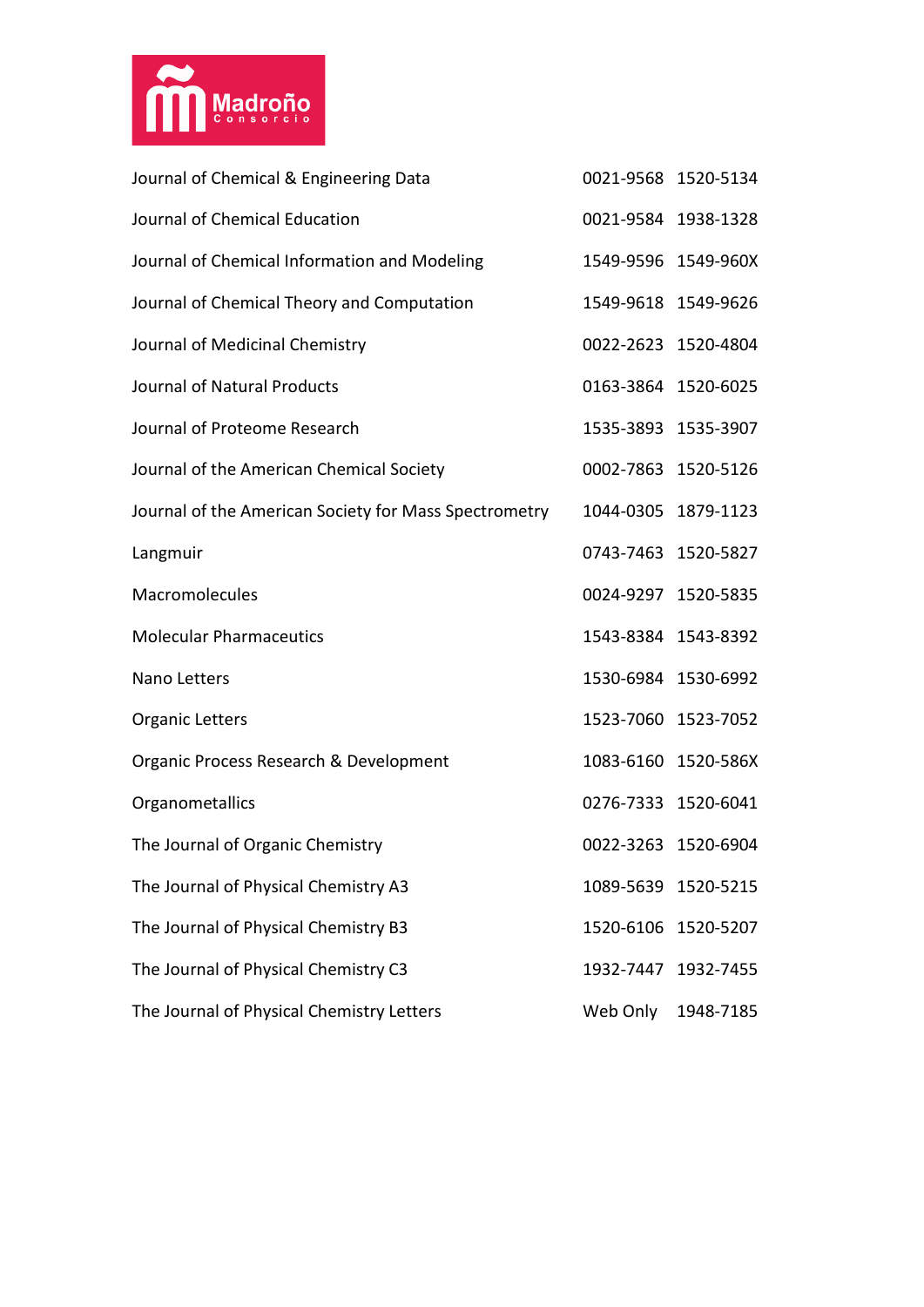| | | |
|---|---|---|
| Journal of Chemical & Engineering Data | 0021-9568 | 1520-5134 |
| Journal of Chemical Education | 0021-9584 | 1938-1328 |
| Journal of Chemical Information and Modeling | 1549-9596 | 1549-960X |
| Journal of Chemical Theory and Computation | 1549-9618 | 1549-9626 |
| Journal of Medicinal Chemistry | 0022-2623 | 1520-4804 |
| Journal of Natural Products | 0163-3864 | 1520-6025 |
| Journal of Proteome Research | 1535-3893 | 1535-3907 |
| Journal of the American Chemical Society | 0002-7863 | 1520-5126 |
| Journal of the American Society for Mass Spectrometry | 1044-0305 | 1879-1123 |
| Langmuir | 0743-7463 | 1520-5827 |
| Macromolecules | 0024-9297 | 1520-5835 |
| Molecular Pharmaceutics | 1543-8384 | 1543-8392 |
| Nano Letters | 1530-6984 | 1530-6992 |
| Organic Letters | 1523-7060 | 1523-7052 |
| Organic Process Research & Development | 1083-6160 | 1520-586X |
| Organometallics | 0276-7333 | 1520-6041 |
| The Journal of Organic Chemistry | 0022-3263 | 1520-6904 |
| The Journal of Physical Chemistry A3 | 1089-5639 | 1520-5215 |
| The Journal of Physical Chemistry B3 | 1520-6106 | 1520-5207 |
| The Journal of Physical Chemistry C3 | 1932-7447 | 1932-7455 |
| The Journal of Physical Chemistry Letters | Web Only | 1948-7185 |